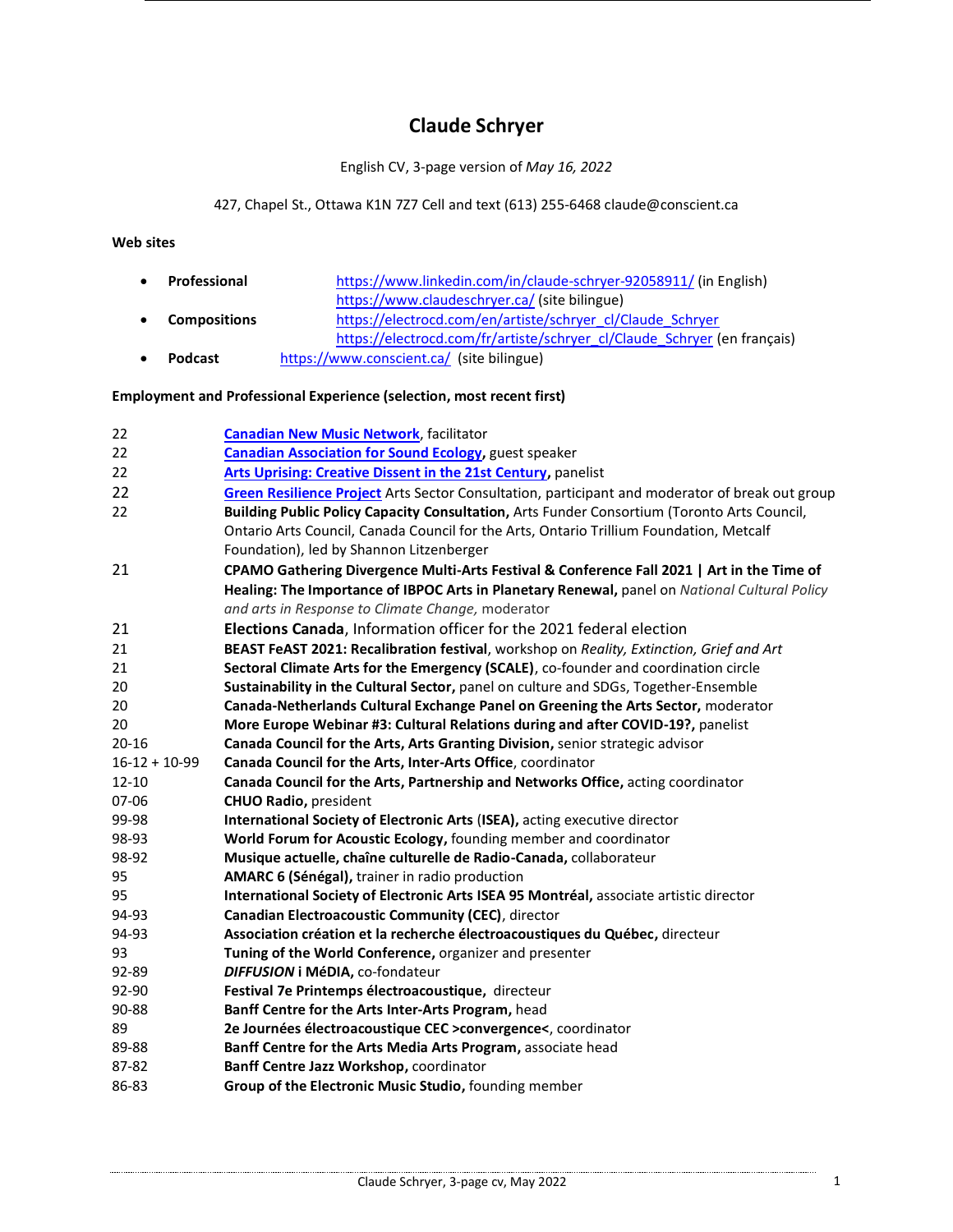# Claude Schryer

English CV, 3-page version of *May 16, 2022*

427, Chapel St., Ottawa K1N 7Z7 Cell and text (613) 255-6468 claude@conscient.ca

**Web sites**

- **Professional** https://www.linkedin.com/in/claude-schryer-92058911/ (in English)
  https://www.claudeschryer.ca/ (site bilingue)
- **Compositions** https://electrocd.com/en/artiste/schryer_cl/Claude_Schryer
  https://electrocd.com/fr/artiste/schryer_cl/Claude_Schryer (en français)
- **Podcast** https://www.conscient.ca/ (site bilingue)

**Employment and Professional Experience (selection, most recent first)**

| | |
|---|---|
| 22 | **Canadian New Music Network**, facilitator |
| 22 | **Canadian Association for Sound Ecology,** guest speaker |
| 22 | **Arts Uprising: Creative Dissent in the 21st Century**, panelist |
| 22 | **Green Resilience Project** Arts Sector Consultation, participant and moderator of break out group |
| 22 | **Building Public Policy Capacity Consultation,** Arts Funder Consortium (Toronto Arts Council, Ontario Arts Council, Canada Council for the Arts, Ontario Trillium Foundation, Metcalf Foundation), led by Shannon Litzenberger |
| 21 | **CPAMO Gathering Divergence Multi-Arts Festival & Conference Fall 2021 \| Art in the Time of Healing: The Importance of IBPOC Arts in Planetary Renewal,** panel on *National Cultural Policy and arts in Response to Climate Change,* moderator |
| 21 | **Elections Canada**, Information officer for the 2021 federal election |
| 21 | **BEAST FeAST 2021: Recalibration festival**, workshop on *Reality, Extinction, Grief and Art* |
| 21 | **Sectoral Climate Arts for the Emergency (SCALE)**, co-founder and coordination circle |
| 20 | **Sustainability in the Cultural Sector,** panel on culture and SDGs, Together-Ensemble |
| 20 | **Canada-Netherlands Cultural Exchange Panel on Greening the Arts Sector,** moderator |
| 20 | **More Europe Webinar #3: Cultural Relations during and after COVID-19?,** panelist |
| 20-16 | **Canada Council for the Arts, Arts Granting Division,** senior strategic advisor |
| 16-12 + 10-99 | **Canada Council for the Arts, Inter-Arts Office**, coordinator |
| 12-10 | **Canada Council for the Arts, Partnership and Networks Office,** acting coordinator |
| 07-06 | **CHUO Radio,** president |
| 99-98 | **International Society of Electronic Arts (ISEA),** acting executive director |
| 98-93 | **World Forum for Acoustic Ecology,** founding member and coordinator |
| 98-92 | **Musique actuelle, chaîne culturelle de Radio-Canada,** collaborateur |
| 95 | **AMARC 6 (Sénégal),** trainer in radio production |
| 95 | **International Society of Electronic Arts ISEA 95 Montréal,** associate artistic director |
| 94-93 | **Canadian Electroacoustic Community (CEC)**, director |
| 94-93 | **Association création et la recherche électroacoustiques du Québec,** directeur |
| 93 | **Tuning of the World Conference,** organizer and presenter |
| 92-89 | ***DIFFUSION* i MéDIA,** co-fondateur |
| 92-90 | **Festival 7e Printemps électroacoustique,** directeur |
| 90-88 | **Banff Centre for the Arts Inter-Arts Program,** head |
| 89 | **2e Journées électroacoustique CEC >convergence<**, coordinator |
| 89-88 | **Banff Centre for the Arts Media Arts Program,** associate head |
| 87-82 | **Banff Centre Jazz Workshop,** coordinator |
| 86-83 | **Group of the Electronic Music Studio,** founding member |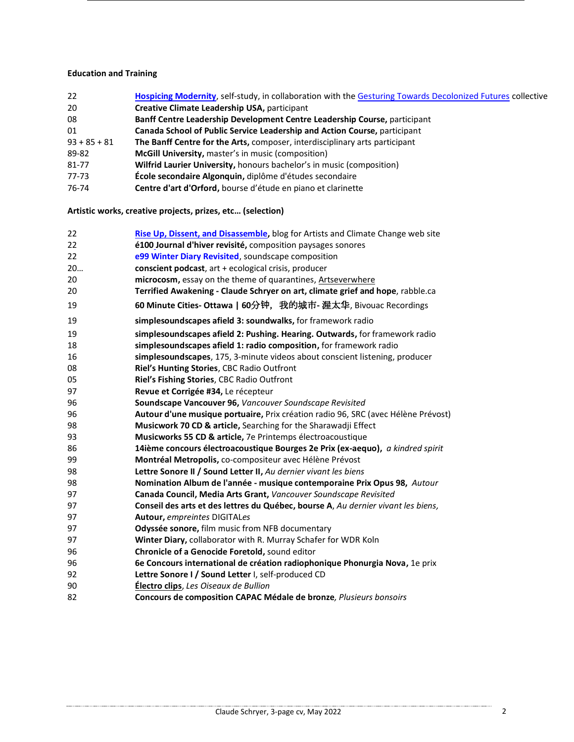**Education and Training**

| | |
|---|---|
| 22 | **Hospicing Modernity**, self-study, in collaboration with the Gesturing Towards Decolonized Futures collective |
| 20 | **Creative Climate Leadership USA,** participant |
| 08 | **Banff Centre Leadership Development Centre Leadership Course,** participant |
| 01 | **Canada School of Public Service Leadership and Action Course,** participant |
| 93 + 85 + 81 | **The Banff Centre for the Arts,** composer, interdisciplinary arts participant |
| 89-82 | **McGill University,** master's in music (composition) |
| 81-77 | **Wilfrid Laurier University,** honours bachelor's in music (composition) |
| 77-73 | **École secondaire Algonquin,** diplôme d'études secondaire |
| 76-74 | **Centre d'art d'Orford,** bourse d'étude en piano et clarinette |

**Artistic works, creative projects, prizes, etc… (selection)**

| | |
|---|---|
| 22 | **Rise Up, Dissent, and Disassemble,** blog for Artists and Climate Change web site |
| 22 | **é100 Journal d'hiver revisité,** composition paysages sonores |
| 22 | **e99 Winter Diary Revisited**, soundscape composition |
| 20… | **conscient podcast**, art + ecological crisis, producer |
| 20 | **microcosm,** essay on the theme of quarantines, Artseverwhere |
| 20 | **Terrified Awakening - Claude Schryer on art, climate grief and hope**, rabble.ca |
| 19 | **60 Minute Cities- Ottawa \| 60分钟，我的城市- 渥太华**, Bivouac Recordings |
| 19 | **simplesoundscapes afield 3: soundwalks,** for framework radio |
| 19 | **simplesoundscapes afield 2: Pushing. Hearing. Outwards,** for framework radio |
| 18 | **simplesoundscapes afield 1: radio composition,** for framework radio |
| 16 | **simplesoundscapes**, 175, 3-minute videos about conscient listening, producer |
| 08 | **Riel's Hunting Stories**, CBC Radio Outfront |
| 05 | **Riel's Fishing Stories**, CBC Radio Outfront |
| 97 | **Revue et Corrigée #34,** Le récepteur |
| 96 | **Soundscape Vancouver 96,** *Vancouver Soundscape Revisited* |
| 96 | **Autour d'une musique portuaire,** Prix création radio 96, SRC (avec Hélène Prévost) |
| 98 | **Musicwork 70 CD & article,** Searching for the Sharawadji Effect |
| 93 | **Musicworks 55 CD & article,** 7e Printemps électroacoustique |
| 86 | **14ième concours électroacoustique Bourges 2e Prix (ex-aequo),** *a kindred spirit* |
| 99 | **Montréal Metropolis,** co-compositeur avec Hélène Prévost |
| 98 | **Lettre Sonore II / Sound Letter II,** *Au dernier vivant les biens* |
| 98 | **Nomination Album de l'année - musique contemporaine Prix Opus 98,** *Autour* |
| 97 | **Canada Council, Media Arts Grant,** *Vancouver Soundscape Revisited* |
| 97 | **Conseil des arts et des lettres du Québec, bourse A**, *Au dernier vivant les biens,* |
| 97 | **Autour,** *empreintes* DIGITAL*es* |
| 97 | **Odyssée sonore,** film music from NFB documentary |
| 97 | **Winter Diary,** collaborator with R. Murray Schafer for WDR Koln |
| 96 | **Chronicle of a Genocide Foretold,** sound editor |
| 96 | **6e Concours international de création radiophonique Phonurgia Nova,** 1e prix |
| 92 | **Lettre Sonore I / Sound Letter** I, self-produced CD |
| 90 | **Électro clips**, *Les Oiseaux de Bullion* |
| 82 | **Concours de composition CAPAC Médale de bronze***, Plusieurs bonsoirs* |